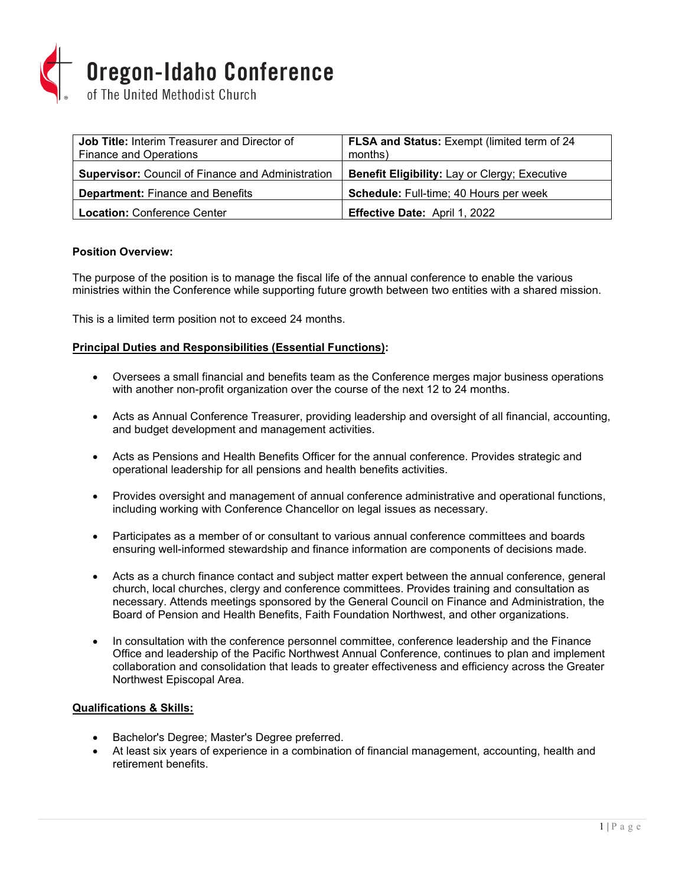# Oregon-Idaho Conference

of The United Methodist Church

| **Job Title:** Interim Treasurer and Director of Finance and Operations | **FLSA and Status:** Exempt (limited term of 24 months) |
|---|---|
| **Supervisor:** Council of Finance and Administration | **Benefit Eligibility:** Lay or Clergy; Executive |
| **Department:** Finance and Benefits | **Schedule:** Full-time; 40 Hours per week |
| **Location:** Conference Center | **Effective Date:** April 1, 2022 |

**Position Overview:**

The purpose of the position is to manage the fiscal life of the annual conference to enable the various ministries within the Conference while supporting future growth between two entities with a shared mission.

This is a limited term position not to exceed 24 months.

**Principal Duties and Responsibilities (Essential Functions):**

- Oversees a small financial and benefits team as the Conference merges major business operations with another non-profit organization over the course of the next 12 to 24 months.
- Acts as Annual Conference Treasurer, providing leadership and oversight of all financial, accounting, and budget development and management activities.
- Acts as Pensions and Health Benefits Officer for the annual conference. Provides strategic and operational leadership for all pensions and health benefits activities.
- Provides oversight and management of annual conference administrative and operational functions, including working with Conference Chancellor on legal issues as necessary.
- Participates as a member of or consultant to various annual conference committees and boards ensuring well-informed stewardship and finance information are components of decisions made.
- Acts as a church finance contact and subject matter expert between the annual conference, general church, local churches, clergy and conference committees. Provides training and consultation as necessary. Attends meetings sponsored by the General Council on Finance and Administration, the Board of Pension and Health Benefits, Faith Foundation Northwest, and other organizations.
- In consultation with the conference personnel committee, conference leadership and the Finance Office and leadership of the Pacific Northwest Annual Conference, continues to plan and implement collaboration and consolidation that leads to greater effectiveness and efficiency across the Greater Northwest Episcopal Area.

**Qualifications & Skills:**

- Bachelor's Degree; Master's Degree preferred.
- At least six years of experience in a combination of financial management, accounting, health and retirement benefits.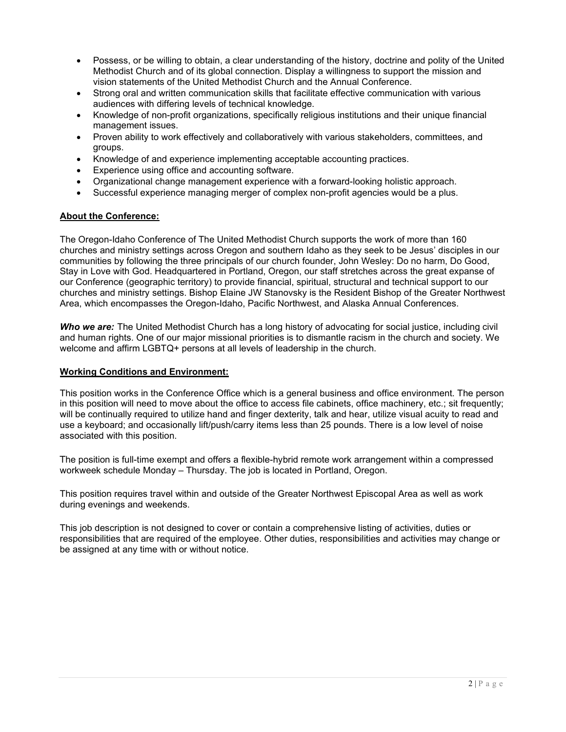- Possess, or be willing to obtain, a clear understanding of the history, doctrine and polity of the United Methodist Church and of its global connection. Display a willingness to support the mission and vision statements of the United Methodist Church and the Annual Conference.
- Strong oral and written communication skills that facilitate effective communication with various audiences with differing levels of technical knowledge.
- Knowledge of non-profit organizations, specifically religious institutions and their unique financial management issues.
- Proven ability to work effectively and collaboratively with various stakeholders, committees, and groups.
- Knowledge of and experience implementing acceptable accounting practices.
- Experience using office and accounting software.
- Organizational change management experience with a forward-looking holistic approach.
- Successful experience managing merger of complex non-profit agencies would be a plus.

**<u>About the Conference:</u>**

The Oregon-Idaho Conference of The United Methodist Church supports the work of more than 160 churches and ministry settings across Oregon and southern Idaho as they seek to be Jesus' disciples in our communities by following the three principals of our church founder, John Wesley: Do no harm, Do Good, Stay in Love with God. Headquartered in Portland, Oregon, our staff stretches across the great expanse of our Conference (geographic territory) to provide financial, spiritual, structural and technical support to our churches and ministry settings. Bishop Elaine JW Stanovsky is the Resident Bishop of the Greater Northwest Area, which encompasses the Oregon-Idaho, Pacific Northwest, and Alaska Annual Conferences.

***Who we are:*** The United Methodist Church has a long history of advocating for social justice, including civil and human rights. One of our major missional priorities is to dismantle racism in the church and society. We welcome and affirm LGBTQ+ persons at all levels of leadership in the church.

**<u>Working Conditions and Environment:</u>**

This position works in the Conference Office which is a general business and office environment. The person in this position will need to move about the office to access file cabinets, office machinery, etc.; sit frequently; will be continually required to utilize hand and finger dexterity, talk and hear, utilize visual acuity to read and use a keyboard; and occasionally lift/push/carry items less than 25 pounds. There is a low level of noise associated with this position.

The position is full-time exempt and offers a flexible-hybrid remote work arrangement within a compressed workweek schedule Monday – Thursday. The job is located in Portland, Oregon.

This position requires travel within and outside of the Greater Northwest Episcopal Area as well as work during evenings and weekends.

This job description is not designed to cover or contain a comprehensive listing of activities, duties or responsibilities that are required of the employee. Other duties, responsibilities and activities may change or be assigned at any time with or without notice.